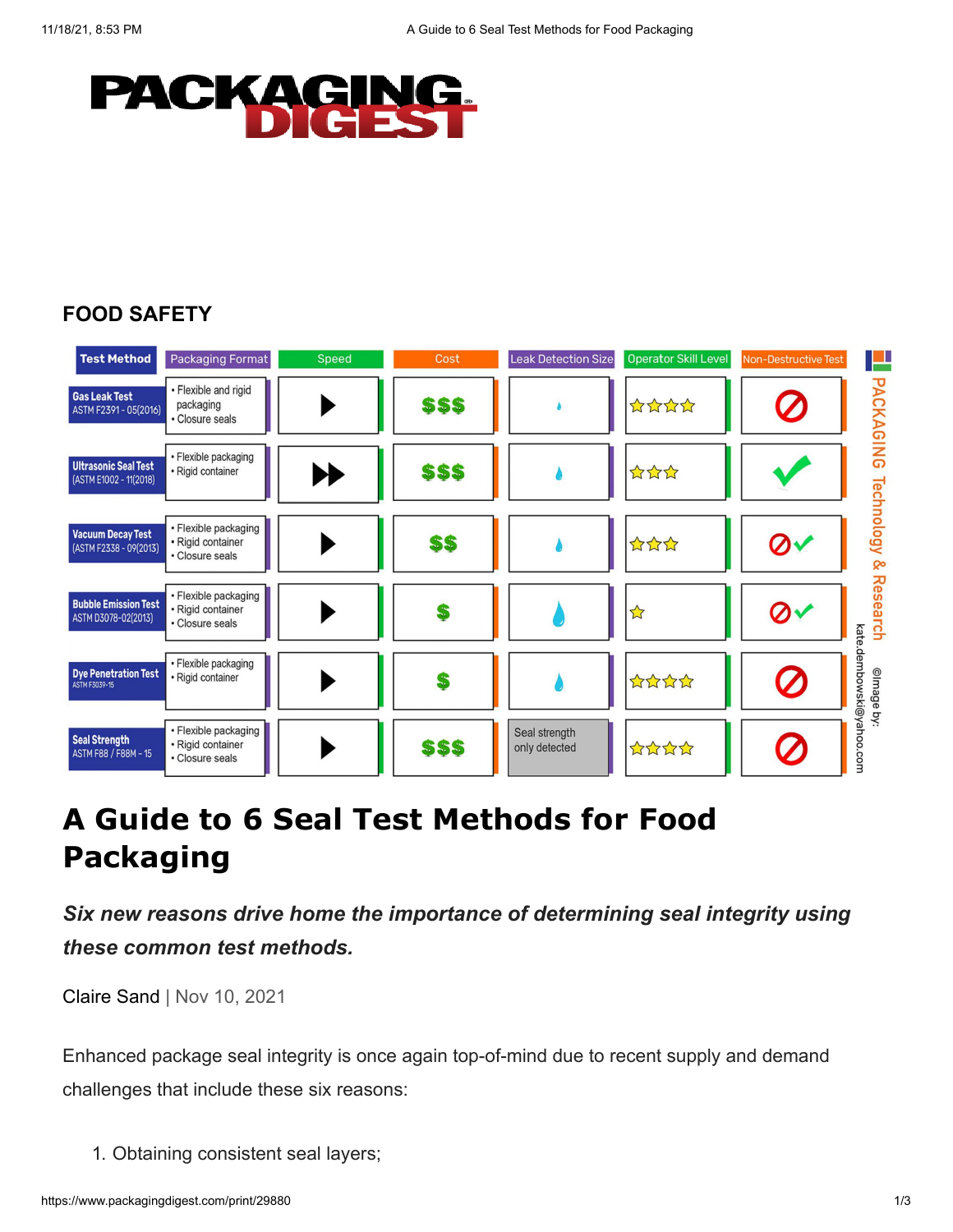PACKAGING DIGEST

FOOD SAFETY

| Test Method | Packaging Format | Speed | Cost | Leak Detection Size | Operator Skill Level | Non-Destructive Test |
| --- | --- | --- | --- | --- | --- | --- |
| Gas Leak Test ASTM F2391 - 05(2016) | • Flexible and rigid packaging • Closure seals | ▶ | $$$ | 💧 (smallest) | ☆☆☆☆ | ⊘ |
| Ultrasonic Seal Test (ASTM E1002 - 11(2018) | • Flexible packaging • Rigid container | ▶▶ | $$$ | 💧 | ☆☆☆ | ✔ |
| Vacuum Decay Test (ASTM F2338 - 09(2013) | • Flexible packaging • Rigid container • Closure seals | ▶ | $$ | 💧 | ☆☆☆ | ⊘✔ |
| Bubble Emission Test ASTM D3078-02(2013) | • Flexible packaging • Rigid container • Closure seals | ▶ | $ | 💧 (largest) | ☆ | ⊘✔ |
| Dye Penetration Test ASTM F3039-15 | • Flexible packaging • Rigid container | ▶ | $ | 💧 | ☆☆☆☆ | ⊘ |
| Seal Strength ASTM F88 / F88M – 15 | • Flexible packaging • Rigid container • Closure seals | ▶ | $$$ | Seal strength only detected | ☆☆☆☆ | ⊘ |

PACKAGING Technology & Research

©Image by: kate.dembowski@yahoo.com

# A Guide to 6 Seal Test Methods for Food Packaging

***Six new reasons drive home the importance of determining seal integrity using these common test methods.***

Claire Sand | Nov 10, 2021

Enhanced package seal integrity is once again top-of-mind due to recent supply and demand challenges that include these six reasons:

1. Obtaining consistent seal layers;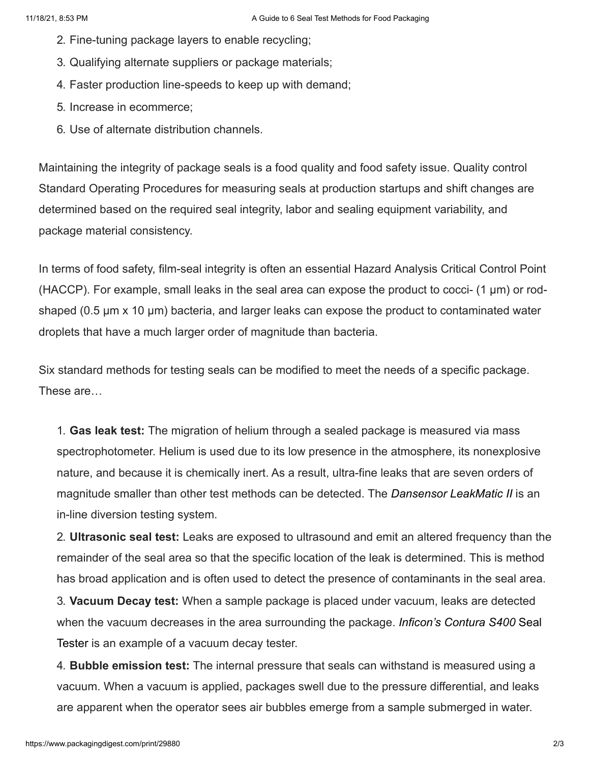2. Fine-tuning package layers to enable recycling;
3. Qualifying alternate suppliers or package materials;
4. Faster production line-speeds to keep up with demand;
5. Increase in ecommerce;
6. Use of alternate distribution channels.

Maintaining the integrity of package seals is a food quality and food safety issue. Quality control Standard Operating Procedures for measuring seals at production startups and shift changes are determined based on the required seal integrity, labor and sealing equipment variability, and package material consistency.

In terms of food safety, film-seal integrity is often an essential Hazard Analysis Critical Control Point (HACCP). For example, small leaks in the seal area can expose the product to cocci- (1 µm) or rod-shaped (0.5 µm x 10 µm) bacteria, and larger leaks can expose the product to contaminated water droplets that have a much larger order of magnitude than bacteria.

Six standard methods for testing seals can be modified to meet the needs of a specific package. These are…

1. **Gas leak test:** The migration of helium through a sealed package is measured via mass spectrophotometer. Helium is used due to its low presence in the atmosphere, its nonexplosive nature, and because it is chemically inert. As a result, ultra-fine leaks that are seven orders of magnitude smaller than other test methods can be detected. The *Dansensor LeakMatic II* is an in-line diversion testing system.
2. **Ultrasonic seal test:** Leaks are exposed to ultrasound and emit an altered frequency than the remainder of the seal area so that the specific location of the leak is determined. This is method has broad application and is often used to detect the presence of contaminants in the seal area.
3. **Vacuum Decay test:** When a sample package is placed under vacuum, leaks are detected when the vacuum decreases in the area surrounding the package. *Inficon's Contura S400* Seal Tester is an example of a vacuum decay tester.
4. **Bubble emission test:** The internal pressure that seals can withstand is measured using a vacuum. When a vacuum is applied, packages swell due to the pressure differential, and leaks are apparent when the operator sees air bubbles emerge from a sample submerged in water.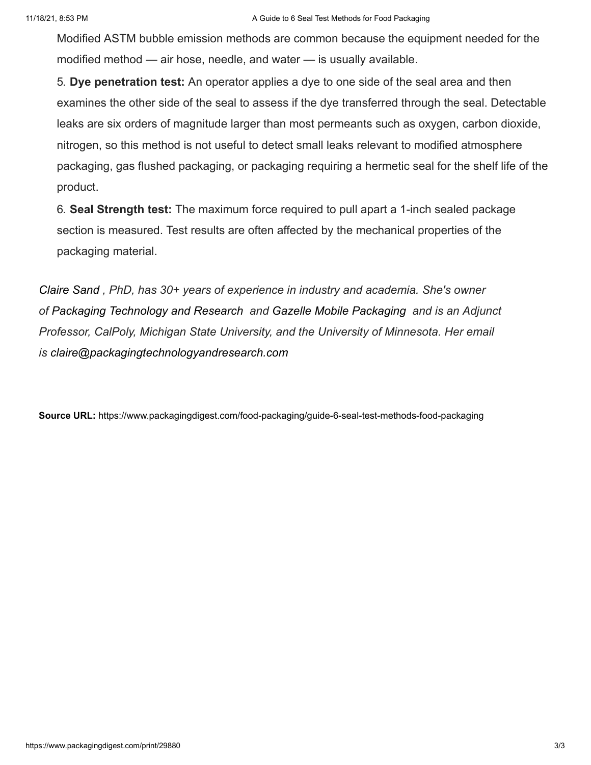Modified ASTM bubble emission methods are common because the equipment needed for the modified method — air hose, needle, and water — is usually available.

5. **Dye penetration test:** An operator applies a dye to one side of the seal area and then examines the other side of the seal to assess if the dye transferred through the seal. Detectable leaks are six orders of magnitude larger than most permeants such as oxygen, carbon dioxide, nitrogen, so this method is not useful to detect small leaks relevant to modified atmosphere packaging, gas flushed packaging, or packaging requiring a hermetic seal for the shelf life of the product.

6. **Seal Strength test:** The maximum force required to pull apart a 1-inch sealed package section is measured. Test results are often affected by the mechanical properties of the packaging material.

*Claire Sand , PhD, has 30+ years of experience in industry and academia. She's owner of Packaging Technology and Research and Gazelle Mobile Packaging and is an Adjunct Professor, CalPoly, Michigan State University, and the University of Minnesota. Her email is claire@packagingtechnologyandresearch.com*

**Source URL:** https://www.packagingdigest.com/food-packaging/guide-6-seal-test-methods-food-packaging